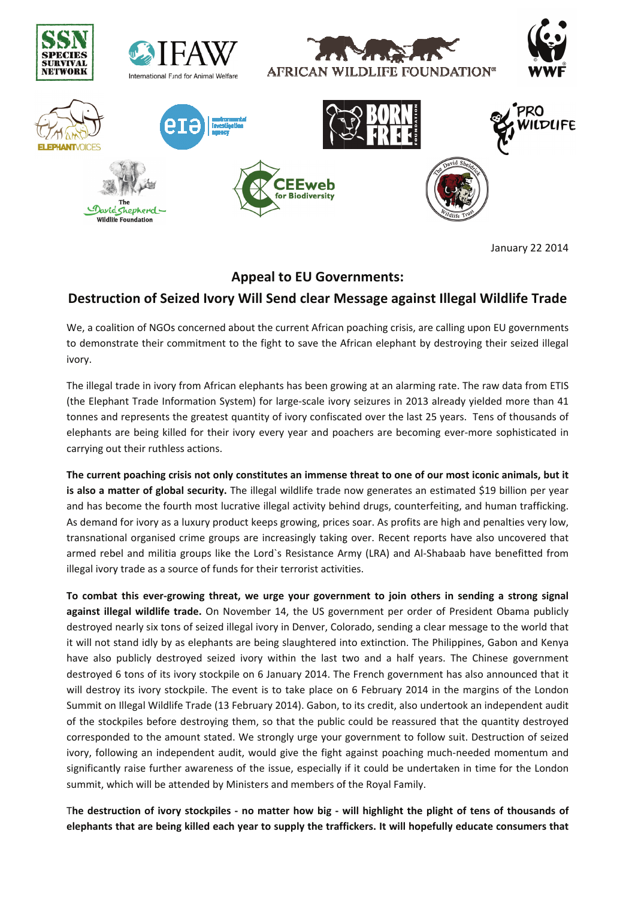January 22 2014

## Appeal to EU Governments:

## Destruction of Seized Ivory Will Send clear Message against Illegal Wildlife Trade

We, a coalition of NGOs concerned about the current African poaching crisis, are calling upon EU governments to demonstrate their commitment to the fight to save the African elephant by destroying their seized illegal ivory.

The illegal trade in ivory from African elephants has been growing at an alarming rate. The raw data from ETIS (the Elephant Trade Information System) for large-scale ivory seizures in 2013 already yielded more than 41 tonnes and represents the greatest quantity of ivory confiscated over the last 25 years. Tens of thousands of elephants are being killed for their ivory every year and poachers are becoming ever-more sophisticated in carrying out their ruthless actions.

**The current poaching crisis not only constitutes an immense threat to one of our most iconic animals, but it is also a matter of global security.** The illegal wildlife trade now generates an estimated $19 billion per year and has become the fourth most lucrative illegal activity behind drugs, counterfeiting, and human trafficking. As demand for ivory as a luxury product keeps growing, prices soar. As profits are high and penalties very low, transnational organised crime groups are increasingly taking over. Recent reports have also uncovered that armed rebel and militia groups like the Lord`s Resistance Army (LRA) and Al-Shabaab have benefitted from illegal ivory trade as a source of funds for their terrorist activities.

**To combat this ever-growing threat, we urge your government to join others in sending a strong signal against illegal wildlife trade.** On November 14, the US government per order of President Obama publicly destroyed nearly six tons of seized illegal ivory in Denver, Colorado, sending a clear message to the world that it will not stand idly by as elephants are being slaughtered into extinction. The Philippines, Gabon and Kenya have also publicly destroyed seized ivory within the last two and a half years. The Chinese government destroyed 6 tons of its ivory stockpile on 6 January 2014. The French government has also announced that it will destroy its ivory stockpile. The event is to take place on 6 February 2014 in the margins of the London Summit on Illegal Wildlife Trade (13 February 2014). Gabon, to its credit, also undertook an independent audit of the stockpiles before destroying them, so that the public could be reassured that the quantity destroyed corresponded to the amount stated. We strongly urge your government to follow suit. Destruction of seized ivory, following an independent audit, would give the fight against poaching much-needed momentum and significantly raise further awareness of the issue, especially if it could be undertaken in time for the London summit, which will be attended by Ministers and members of the Royal Family.

T**he destruction of ivory stockpiles - no matter how big - will highlight the plight of tens of thousands of elephants that are being killed each year to supply the traffickers. It will hopefully educate consumers that**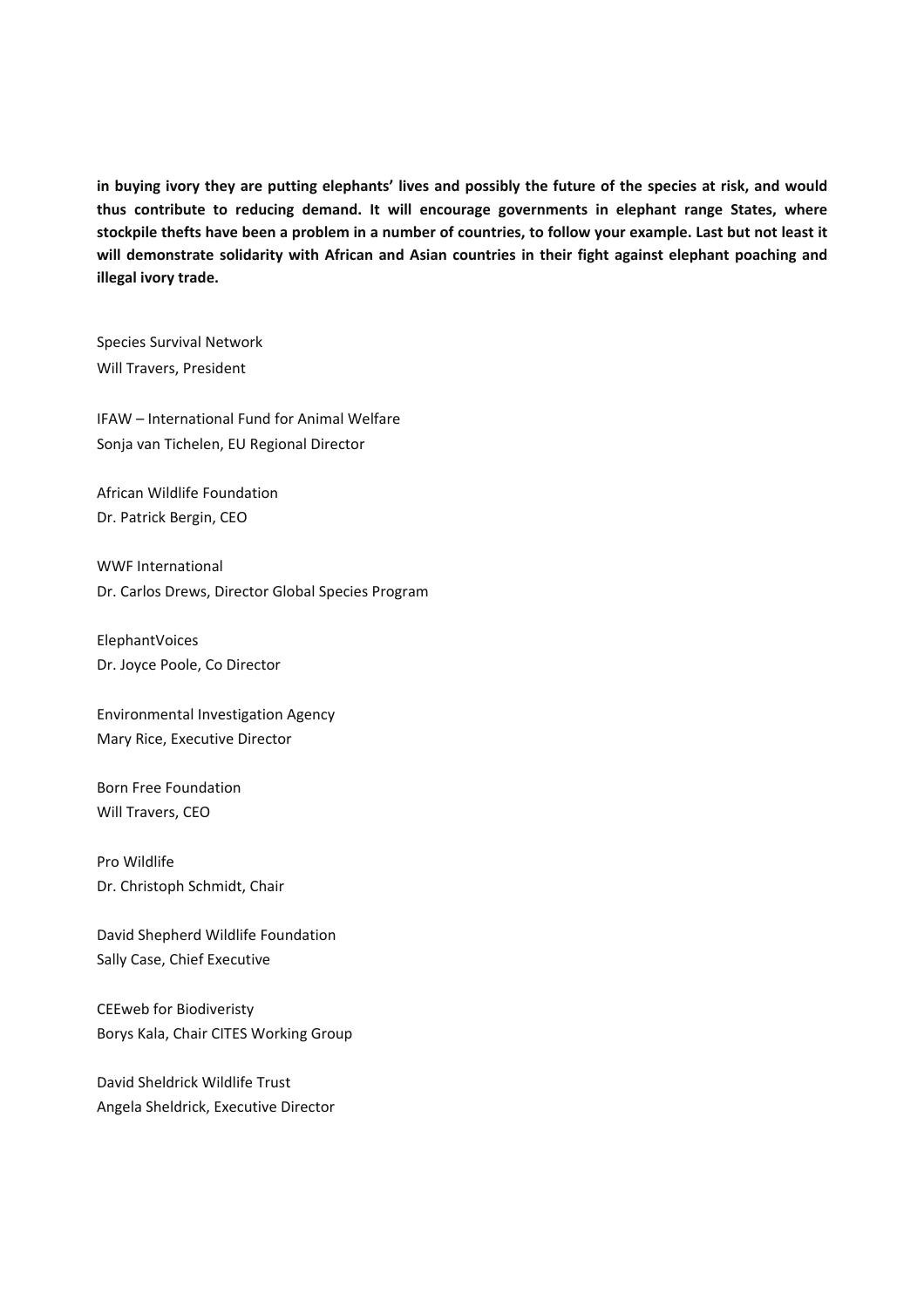**in buying ivory they are putting elephants' lives and possibly the future of the species at risk, and would thus contribute to reducing demand. It will encourage governments in elephant range States, where stockpile thefts have been a problem in a number of countries, to follow your example. Last but not least it will demonstrate solidarity with African and Asian countries in their fight against elephant poaching and illegal ivory trade.**

Species Survival Network
Will Travers, President

IFAW – International Fund for Animal Welfare
Sonja van Tichelen, EU Regional Director

African Wildlife Foundation
Dr. Patrick Bergin, CEO

WWF International
Dr. Carlos Drews, Director Global Species Program

ElephantVoices
Dr. Joyce Poole, Co Director

Environmental Investigation Agency
Mary Rice, Executive Director

Born Free Foundation
Will Travers, CEO

Pro Wildlife
Dr. Christoph Schmidt, Chair

David Shepherd Wildlife Foundation
Sally Case, Chief Executive

CEEweb for Biodiveristy
Borys Kala, Chair CITES Working Group

David Sheldrick Wildlife Trust
Angela Sheldrick, Executive Director